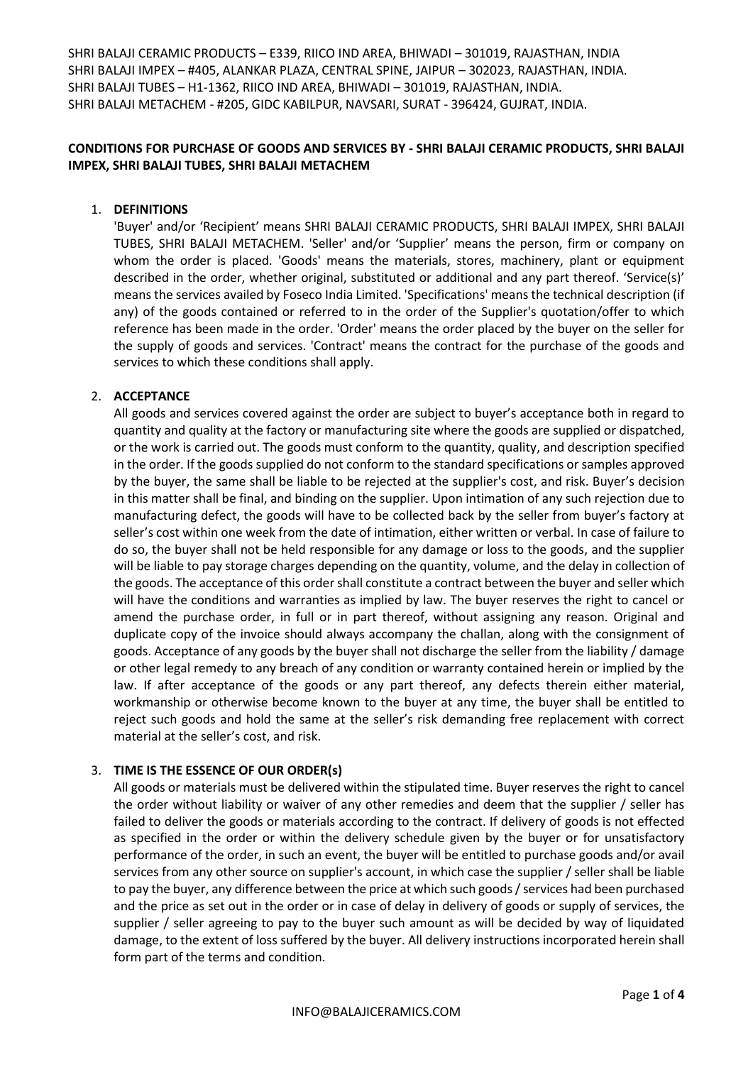SHRI BALAJI CERAMIC PRODUCTS – E339, RIICO IND AREA, BHIWADI – 301019, RAJASTHAN, INDIA
SHRI BALAJI IMPEX – #405, ALANKAR PLAZA, CENTRAL SPINE, JAIPUR – 302023, RAJASTHAN, INDIA.
SHRI BALAJI TUBES – H1-1362, RIICO IND AREA, BHIWADI – 301019, RAJASTHAN, INDIA.
SHRI BALAJI METACHEM - #205, GIDC KABILPUR, NAVSARI, SURAT - 396424, GUJRAT, INDIA.

**CONDITIONS FOR PURCHASE OF GOODS AND SERVICES BY - SHRI BALAJI CERAMIC PRODUCTS, SHRI BALAJI IMPEX, SHRI BALAJI TUBES, SHRI BALAJI METACHEM**

1. **DEFINITIONS**
   'Buyer' and/or 'Recipient' means SHRI BALAJI CERAMIC PRODUCTS, SHRI BALAJI IMPEX, SHRI BALAJI TUBES, SHRI BALAJI METACHEM. 'Seller' and/or 'Supplier' means the person, firm or company on whom the order is placed. 'Goods' means the materials, stores, machinery, plant or equipment described in the order, whether original, substituted or additional and any part thereof. 'Service(s)' means the services availed by Foseco India Limited. 'Specifications' means the technical description (if any) of the goods contained or referred to in the order of the Supplier's quotation/offer to which reference has been made in the order. 'Order' means the order placed by the buyer on the seller for the supply of goods and services. 'Contract' means the contract for the purchase of the goods and services to which these conditions shall apply.

2. **ACCEPTANCE**
   All goods and services covered against the order are subject to buyer's acceptance both in regard to quantity and quality at the factory or manufacturing site where the goods are supplied or dispatched, or the work is carried out. The goods must conform to the quantity, quality, and description specified in the order. If the goods supplied do not conform to the standard specifications or samples approved by the buyer, the same shall be liable to be rejected at the supplier's cost, and risk. Buyer's decision in this matter shall be final, and binding on the supplier. Upon intimation of any such rejection due to manufacturing defect, the goods will have to be collected back by the seller from buyer's factory at seller's cost within one week from the date of intimation, either written or verbal. In case of failure to do so, the buyer shall not be held responsible for any damage or loss to the goods, and the supplier will be liable to pay storage charges depending on the quantity, volume, and the delay in collection of the goods. The acceptance of this order shall constitute a contract between the buyer and seller which will have the conditions and warranties as implied by law. The buyer reserves the right to cancel or amend the purchase order, in full or in part thereof, without assigning any reason. Original and duplicate copy of the invoice should always accompany the challan, along with the consignment of goods. Acceptance of any goods by the buyer shall not discharge the seller from the liability / damage or other legal remedy to any breach of any condition or warranty contained herein or implied by the law. If after acceptance of the goods or any part thereof, any defects therein either material, workmanship or otherwise become known to the buyer at any time, the buyer shall be entitled to reject such goods and hold the same at the seller's risk demanding free replacement with correct material at the seller's cost, and risk.

3. **TIME IS THE ESSENCE OF OUR ORDER(s)**
   All goods or materials must be delivered within the stipulated time. Buyer reserves the right to cancel the order without liability or waiver of any other remedies and deem that the supplier / seller has failed to deliver the goods or materials according to the contract. If delivery of goods is not effected as specified in the order or within the delivery schedule given by the buyer or for unsatisfactory performance of the order, in such an event, the buyer will be entitled to purchase goods and/or avail services from any other source on supplier's account, in which case the supplier / seller shall be liable to pay the buyer, any difference between the price at which such goods / services had been purchased and the price as set out in the order or in case of delay in delivery of goods or supply of services, the supplier / seller agreeing to pay to the buyer such amount as will be decided by way of liquidated damage, to the extent of loss suffered by the buyer. All delivery instructions incorporated herein shall form part of the terms and condition.

INFO@BALAJICERAMICS.COM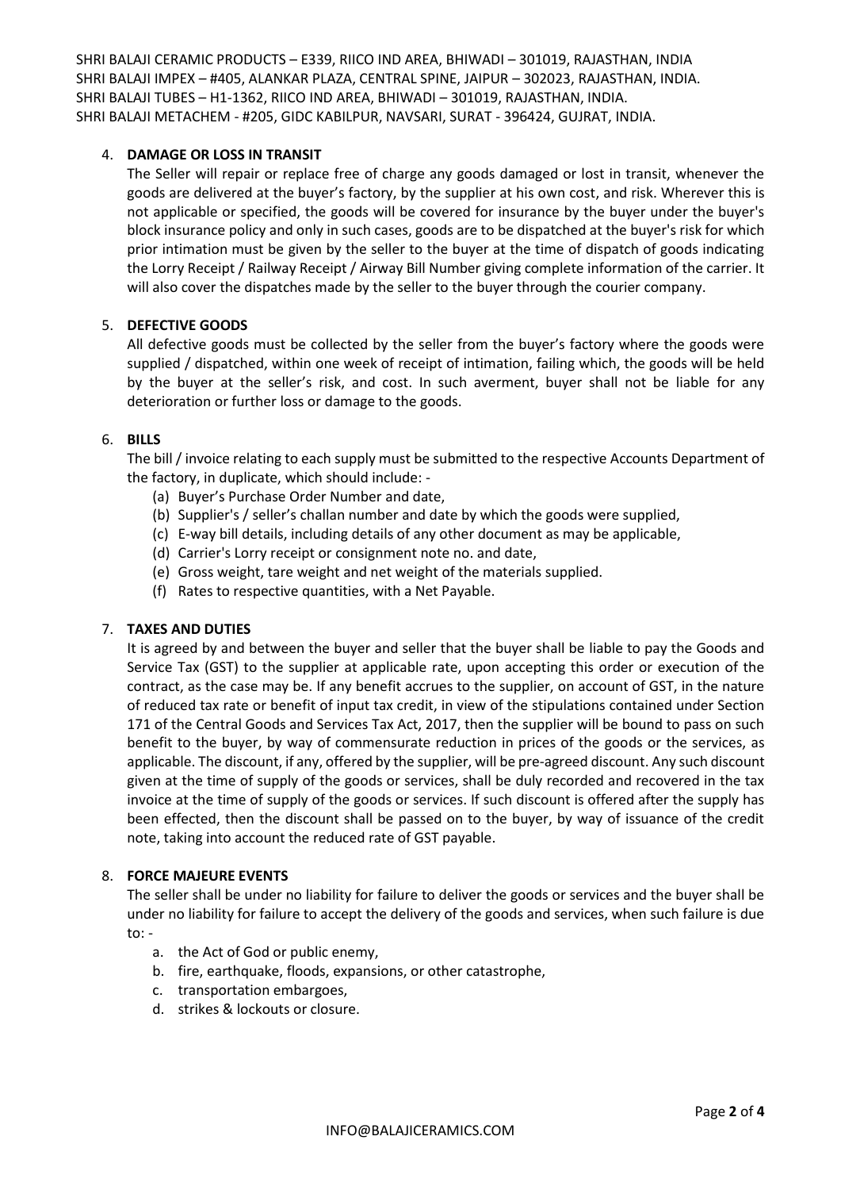4. **DAMAGE OR LOSS IN TRANSIT**

   The Seller will repair or replace free of charge any goods damaged or lost in transit, whenever the goods are delivered at the buyer's factory, by the supplier at his own cost, and risk. Wherever this is not applicable or specified, the goods will be covered for insurance by the buyer under the buyer's block insurance policy and only in such cases, goods are to be dispatched at the buyer's risk for which prior intimation must be given by the seller to the buyer at the time of dispatch of goods indicating the Lorry Receipt / Railway Receipt / Airway Bill Number giving complete information of the carrier. It will also cover the dispatches made by the seller to the buyer through the courier company.

5. **DEFECTIVE GOODS**

   All defective goods must be collected by the seller from the buyer's factory where the goods were supplied / dispatched, within one week of receipt of intimation, failing which, the goods will be held by the buyer at the seller's risk, and cost. In such averment, buyer shall not be liable for any deterioration or further loss or damage to the goods.

6. **BILLS**

   The bill / invoice relating to each supply must be submitted to the respective Accounts Department of the factory, in duplicate, which should include: -
   (a) Buyer's Purchase Order Number and date,
   (b) Supplier's / seller's challan number and date by which the goods were supplied,
   (c) E-way bill details, including details of any other document as may be applicable,
   (d) Carrier's Lorry receipt or consignment note no. and date,
   (e) Gross weight, tare weight and net weight of the materials supplied.
   (f) Rates to respective quantities, with a Net Payable.

7. **TAXES AND DUTIES**

   It is agreed by and between the buyer and seller that the buyer shall be liable to pay the Goods and Service Tax (GST) to the supplier at applicable rate, upon accepting this order or execution of the contract, as the case may be. If any benefit accrues to the supplier, on account of GST, in the nature of reduced tax rate or benefit of input tax credit, in view of the stipulations contained under Section 171 of the Central Goods and Services Tax Act, 2017, then the supplier will be bound to pass on such benefit to the buyer, by way of commensurate reduction in prices of the goods or the services, as applicable. The discount, if any, offered by the supplier, will be pre-agreed discount. Any such discount given at the time of supply of the goods or services, shall be duly recorded and recovered in the tax invoice at the time of supply of the goods or services. If such discount is offered after the supply has been effected, then the discount shall be passed on to the buyer, by way of issuance of the credit note, taking into account the reduced rate of GST payable.

8. **FORCE MAJEURE EVENTS**

   The seller shall be under no liability for failure to deliver the goods or services and the buyer shall be under no liability for failure to accept the delivery of the goods and services, when such failure is due to: -
   a. the Act of God or public enemy,
   b. fire, earthquake, floods, expansions, or other catastrophe,
   c. transportation embargoes,
   d. strikes & lockouts or closure.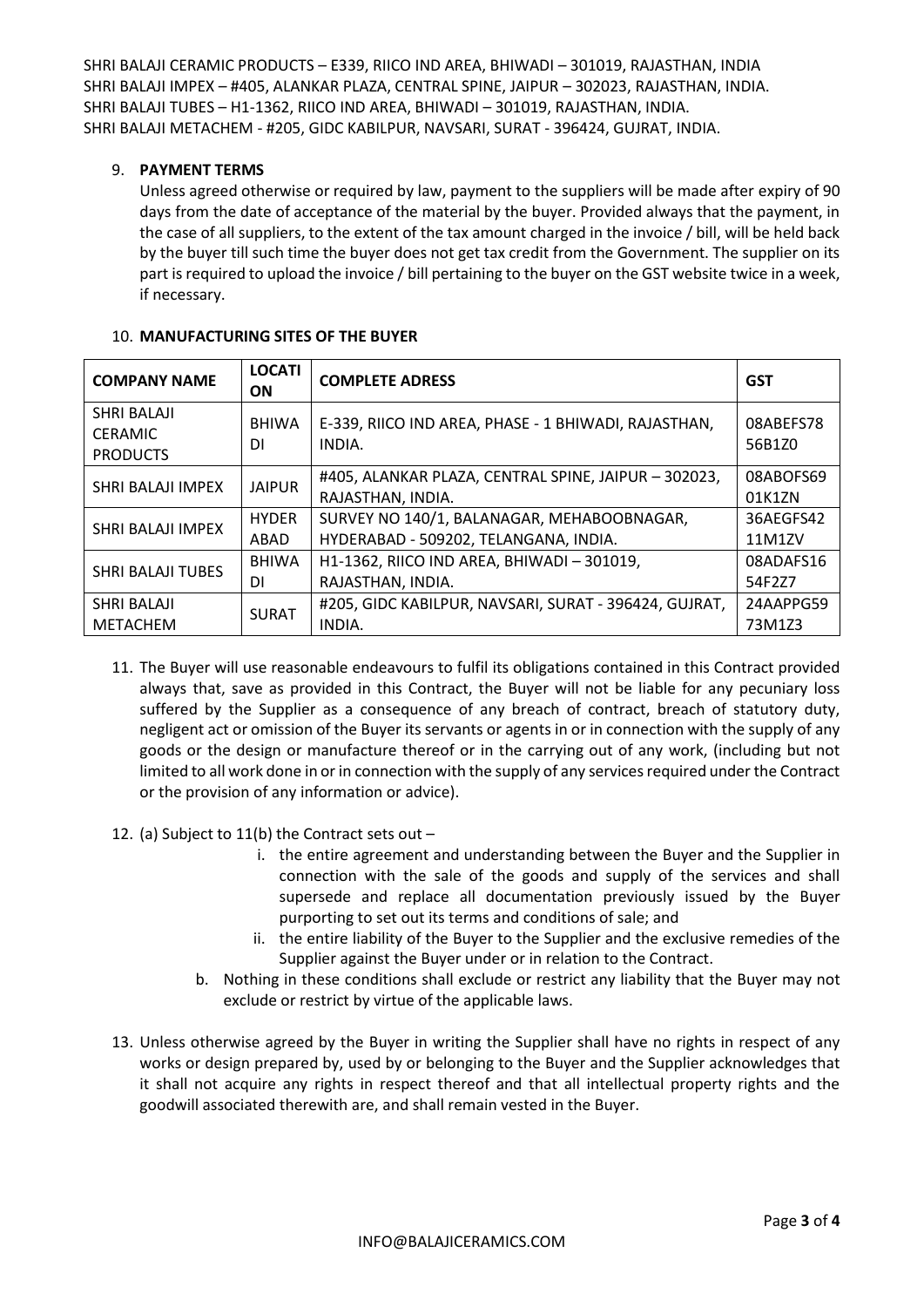## 9. PAYMENT TERMS

Unless agreed otherwise or required by law, payment to the suppliers will be made after expiry of 90 days from the date of acceptance of the material by the buyer. Provided always that the payment, in the case of all suppliers, to the extent of the tax amount charged in the invoice / bill, will be held back by the buyer till such time the buyer does not get tax credit from the Government. The supplier on its part is required to upload the invoice / bill pertaining to the buyer on the GST website twice in a week, if necessary.

## 10. MANUFACTURING SITES OF THE BUYER

| COMPANY NAME | LOCATION | COMPLETE ADRESS | GST |
|---|---|---|---|
| SHRI BALAJI CERAMIC PRODUCTS | BHIWADI | E-339, RIICO IND AREA, PHASE - 1 BHIWADI, RAJASTHAN, INDIA. | 08ABEFS7856B1Z0 |
| SHRI BALAJI IMPEX | JAIPUR | #405, ALANKAR PLAZA, CENTRAL SPINE, JAIPUR – 302023, RAJASTHAN, INDIA. | 08ABOFS6901K1ZN |
| SHRI BALAJI IMPEX | HYDERABAD | SURVEY NO 140/1, BALANAGAR, MEHABOOBNAGAR, HYDERABAD - 509202, TELANGANA, INDIA. | 36AEGFS4211M1ZV |
| SHRI BALAJI TUBES | BHIWADI | H1-1362, RIICO IND AREA, BHIWADI – 301019, RAJASTHAN, INDIA. | 08ADAFS1654F2Z7 |
| SHRI BALAJI METACHEM | SURAT | #205, GIDC KABILPUR, NAVSARI, SURAT - 396424, GUJRAT, INDIA. | 24AAPPG5973M1Z3 |

11. The Buyer will use reasonable endeavours to fulfil its obligations contained in this Contract provided always that, save as provided in this Contract, the Buyer will not be liable for any pecuniary loss suffered by the Supplier as a consequence of any breach of contract, breach of statutory duty, negligent act or omission of the Buyer its servants or agents in or in connection with the supply of any goods or the design or manufacture thereof or in the carrying out of any work, (including but not limited to all work done in or in connection with the supply of any services required under the Contract or the provision of any information or advice).

12. (a) Subject to 11(b) the Contract sets out –
    i. the entire agreement and understanding between the Buyer and the Supplier in connection with the sale of the goods and supply of the services and shall supersede and replace all documentation previously issued by the Buyer purporting to set out its terms and conditions of sale; and
    ii. the entire liability of the Buyer to the Supplier and the exclusive remedies of the Supplier against the Buyer under or in relation to the Contract.

    b. Nothing in these conditions shall exclude or restrict any liability that the Buyer may not exclude or restrict by virtue of the applicable laws.

13. Unless otherwise agreed by the Buyer in writing the Supplier shall have no rights in respect of any works or design prepared by, used by or belonging to the Buyer and the Supplier acknowledges that it shall not acquire any rights in respect thereof and that all intellectual property rights and the goodwill associated therewith are, and shall remain vested in the Buyer.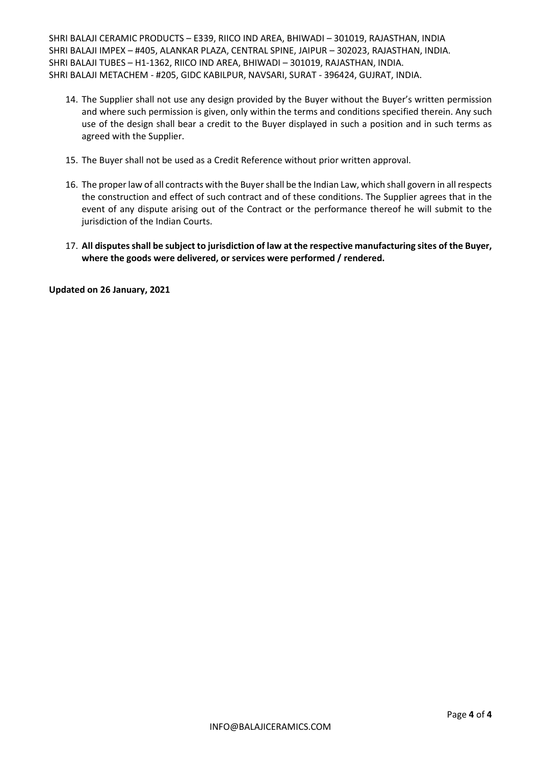14. The Supplier shall not use any design provided by the Buyer without the Buyer's written permission and where such permission is given, only within the terms and conditions specified therein. Any such use of the design shall bear a credit to the Buyer displayed in such a position and in such terms as agreed with the Supplier.

15. The Buyer shall not be used as a Credit Reference without prior written approval.

16. The proper law of all contracts with the Buyer shall be the Indian Law, which shall govern in all respects the construction and effect of such contract and of these conditions. The Supplier agrees that in the event of any dispute arising out of the Contract or the performance thereof he will submit to the jurisdiction of the Indian Courts.

17. **All disputes shall be subject to jurisdiction of law at the respective manufacturing sites of the Buyer, where the goods were delivered, or services were performed / rendered.**

**Updated on 26 January, 2021**